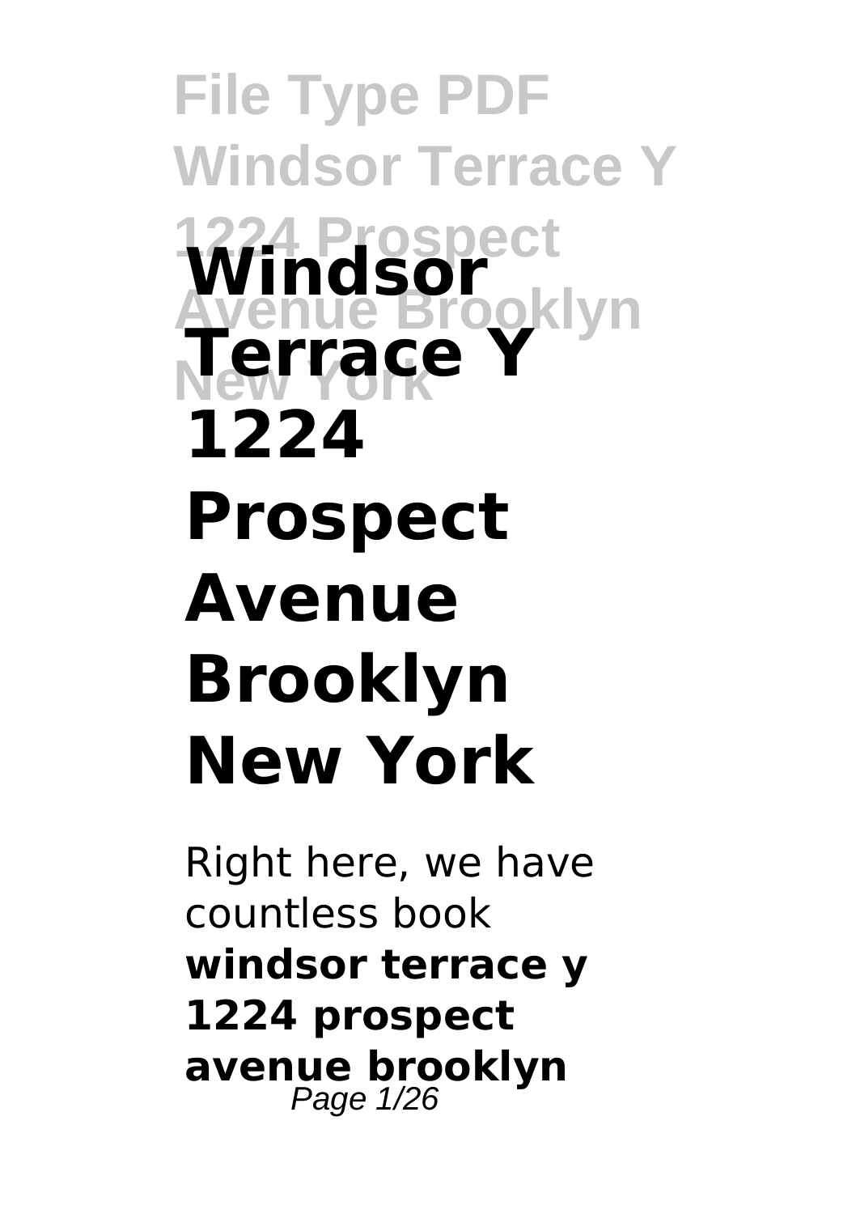# Windsor Terrace Y 1224 Prospect Avenue Brooklyn New York

Right here, we have countless book **windsor terrace y 1224 prospect avenue brooklyn**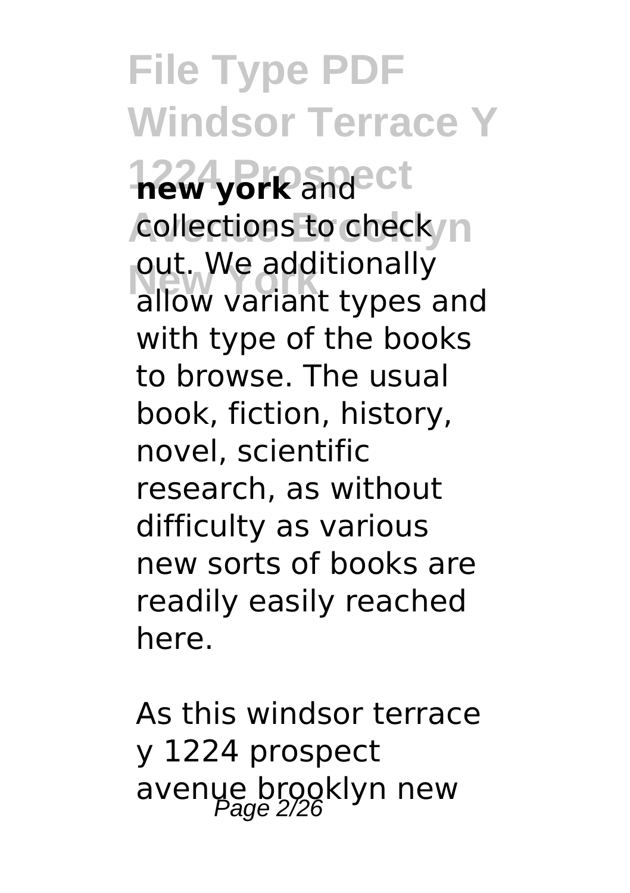**new york** and collections to check out. We additionally allow variant types and with type of the books to browse. The usual book, fiction, history, novel, scientific research, as without difficulty as various new sorts of books are readily easily reached here.

As this windsor terrace y 1224 prospect avenue brooklyn new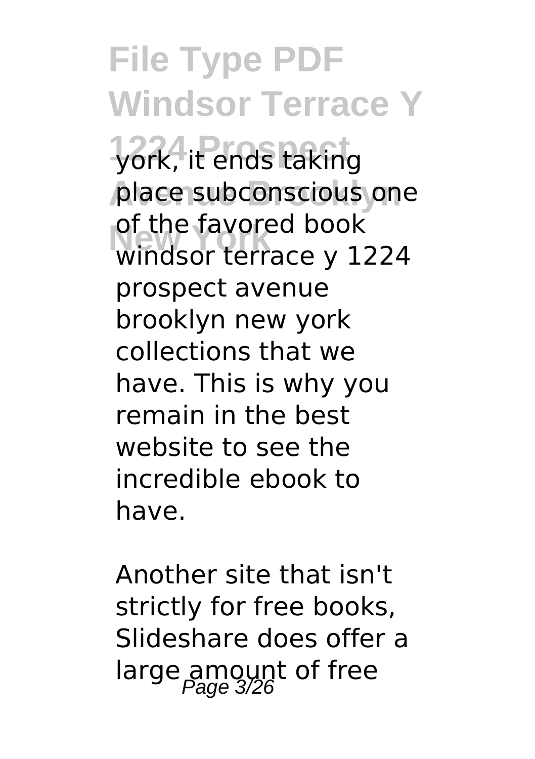york, it ends taking place subconscious one of the favored book windsor terrace y 1224 prospect avenue brooklyn new york collections that we have. This is why you remain in the best website to see the incredible ebook to have.

Another site that isn't strictly for free books, Slideshare does offer a large amount of free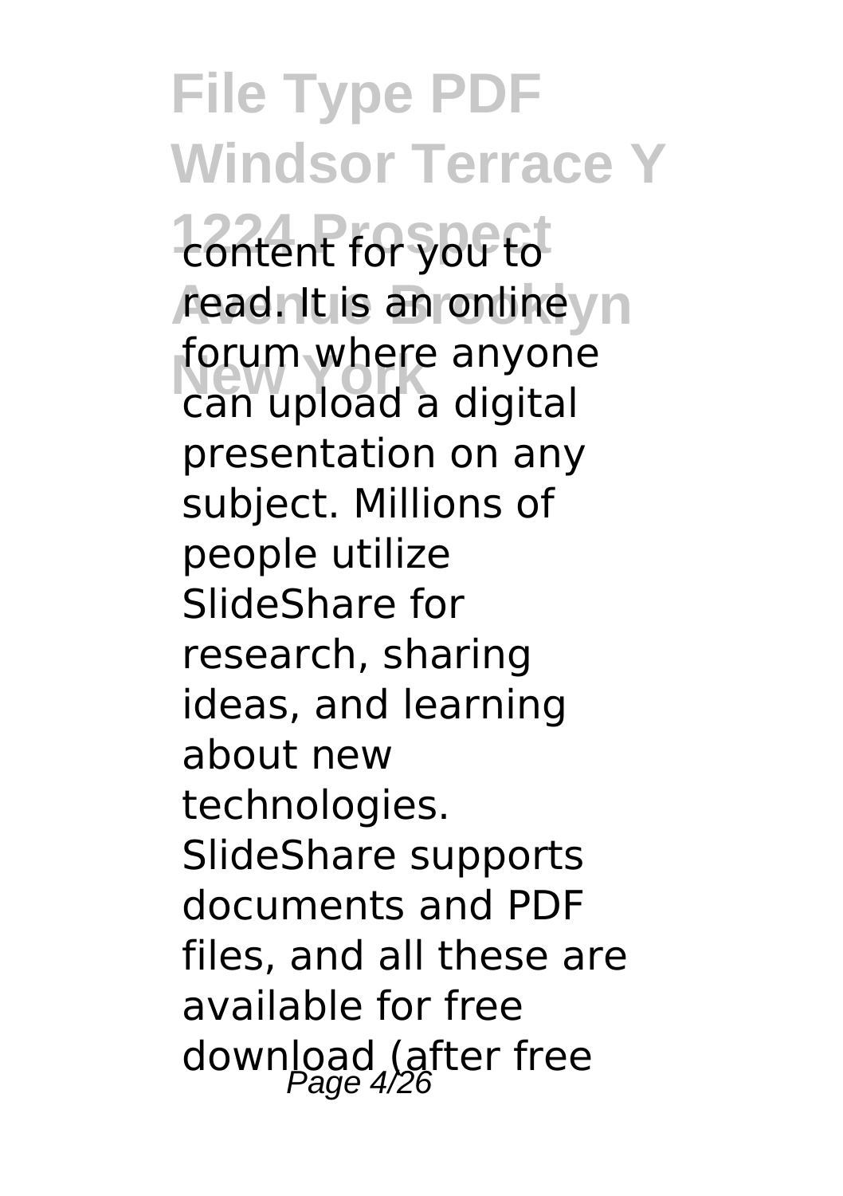content for you to read. It is an online forum where anyone can upload a digital presentation on any subject. Millions of people utilize SlideShare for research, sharing ideas, and learning about new technologies. SlideShare supports documents and PDF files, and all these are available for free download (after free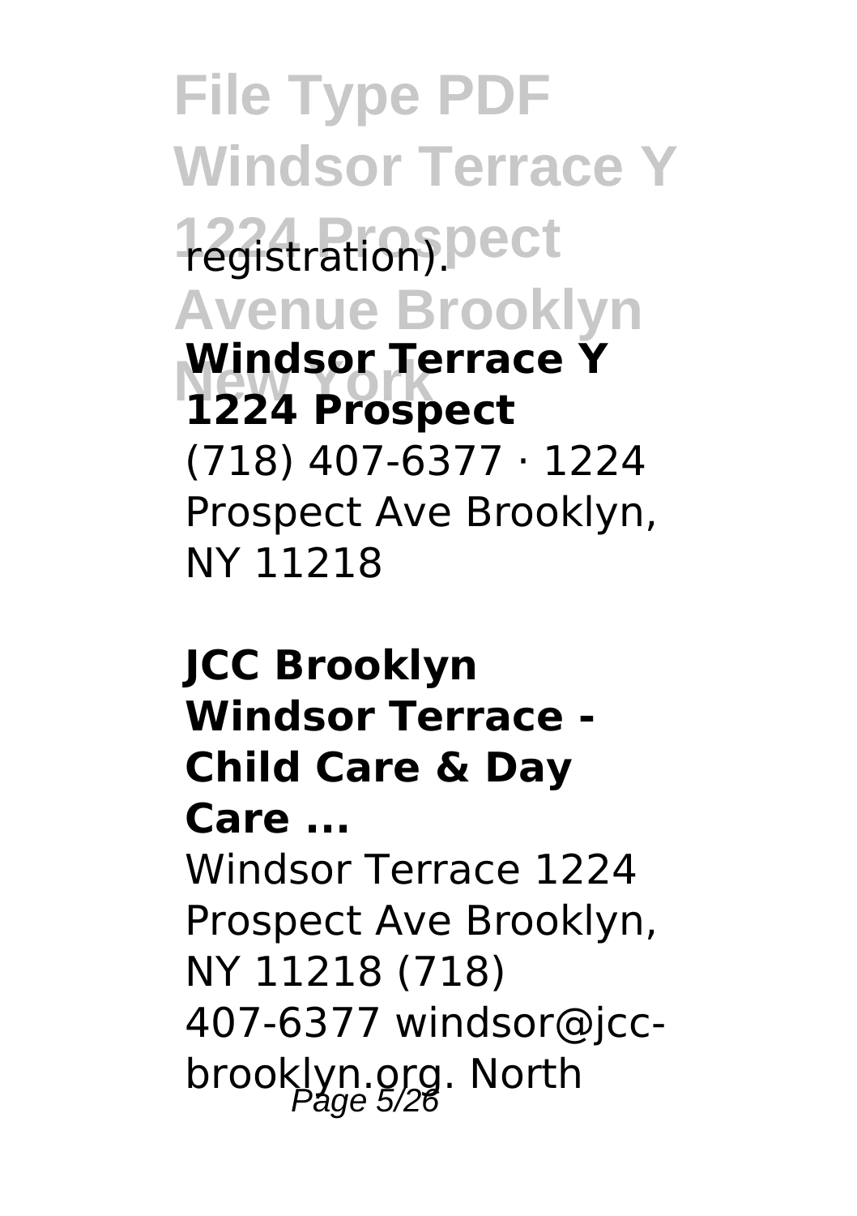registration).

**Windsor Terrace Y 1224 Prospect**

(718) 407-6377 · 1224 Prospect Ave Brooklyn, NY 11218

**JCC Brooklyn Windsor Terrace - Child Care & Day Care ...**

Windsor Terrace 1224 Prospect Ave Brooklyn, NY 11218 (718) 407-6377 windsor@jcc-brooklyn.org. North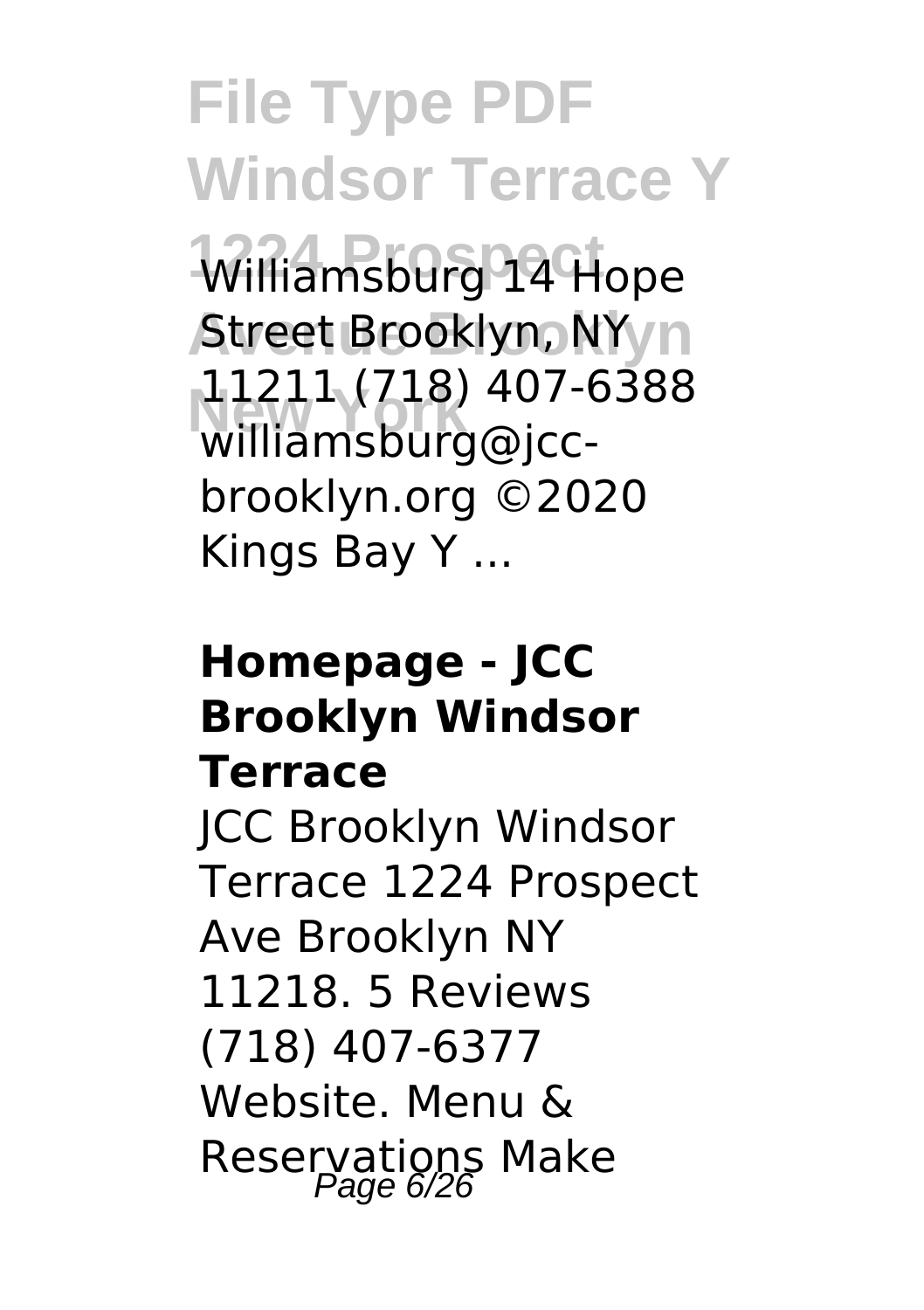Williamsburg 14 Hope Street Brooklyn, NY 11211 (718) 407-6388 williamsburg@jcc-brooklyn.org ©2020 Kings Bay Y ...

**Homepage - JCC Brooklyn Windsor Terrace**

JCC Brooklyn Windsor Terrace 1224 Prospect Ave Brooklyn NY 11218. 5 Reviews (718) 407-6377 Website. Menu & Reservations Make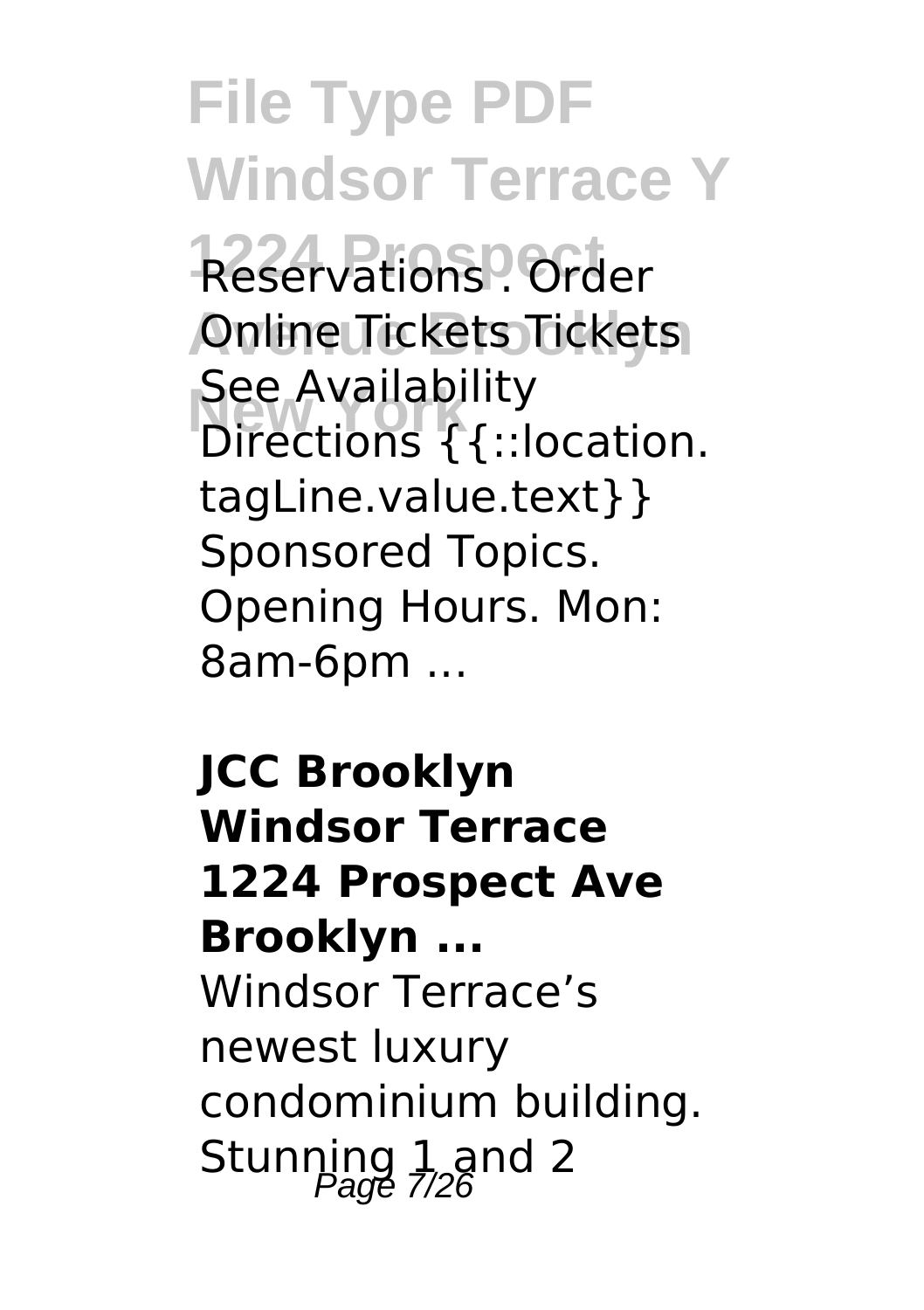Reservations . Order Online Tickets Tickets See Availability Directions {{::location. tagLine.value.text}} Sponsored Topics. Opening Hours. Mon: 8am-6pm ...

**JCC Brooklyn Windsor Terrace 1224 Prospect Ave Brooklyn ...**

Windsor Terrace's newest luxury condominium building. Stunning 1 and 2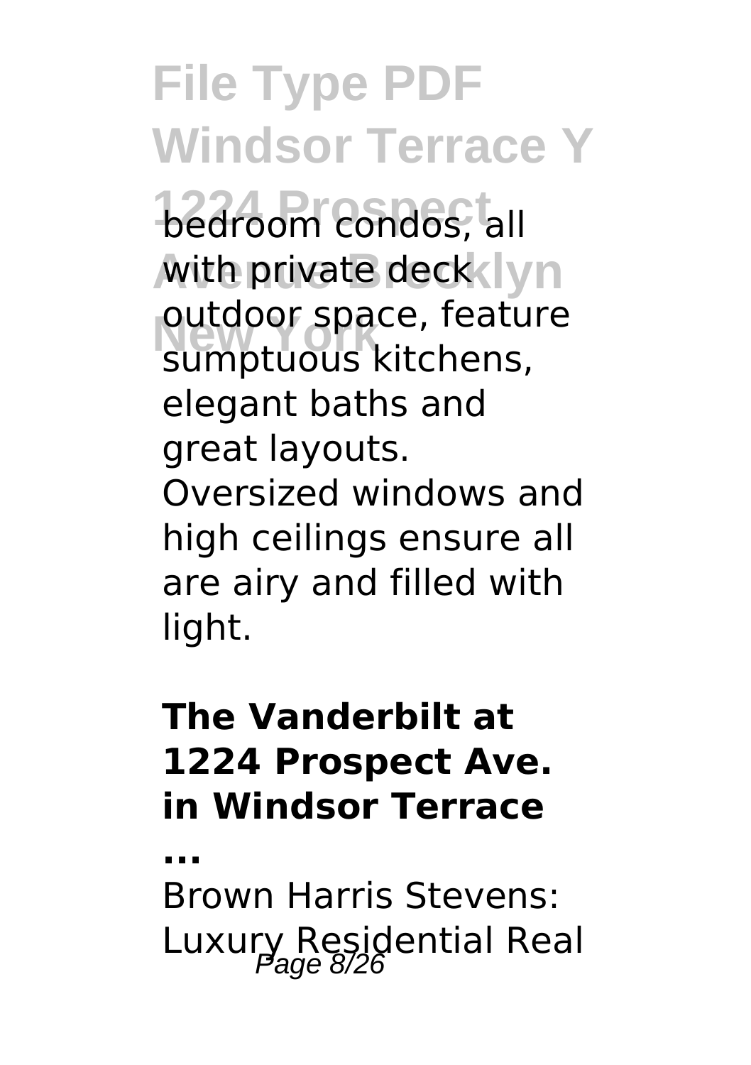bedroom condos, all with private deck outdoor space, feature sumptuous kitchens, elegant baths and great layouts. Oversized windows and high ceilings ensure all are airy and filled with light.

**The Vanderbilt at 1224 Prospect Ave. in Windsor Terrace ...**

Brown Harris Stevens: Luxury Residential Real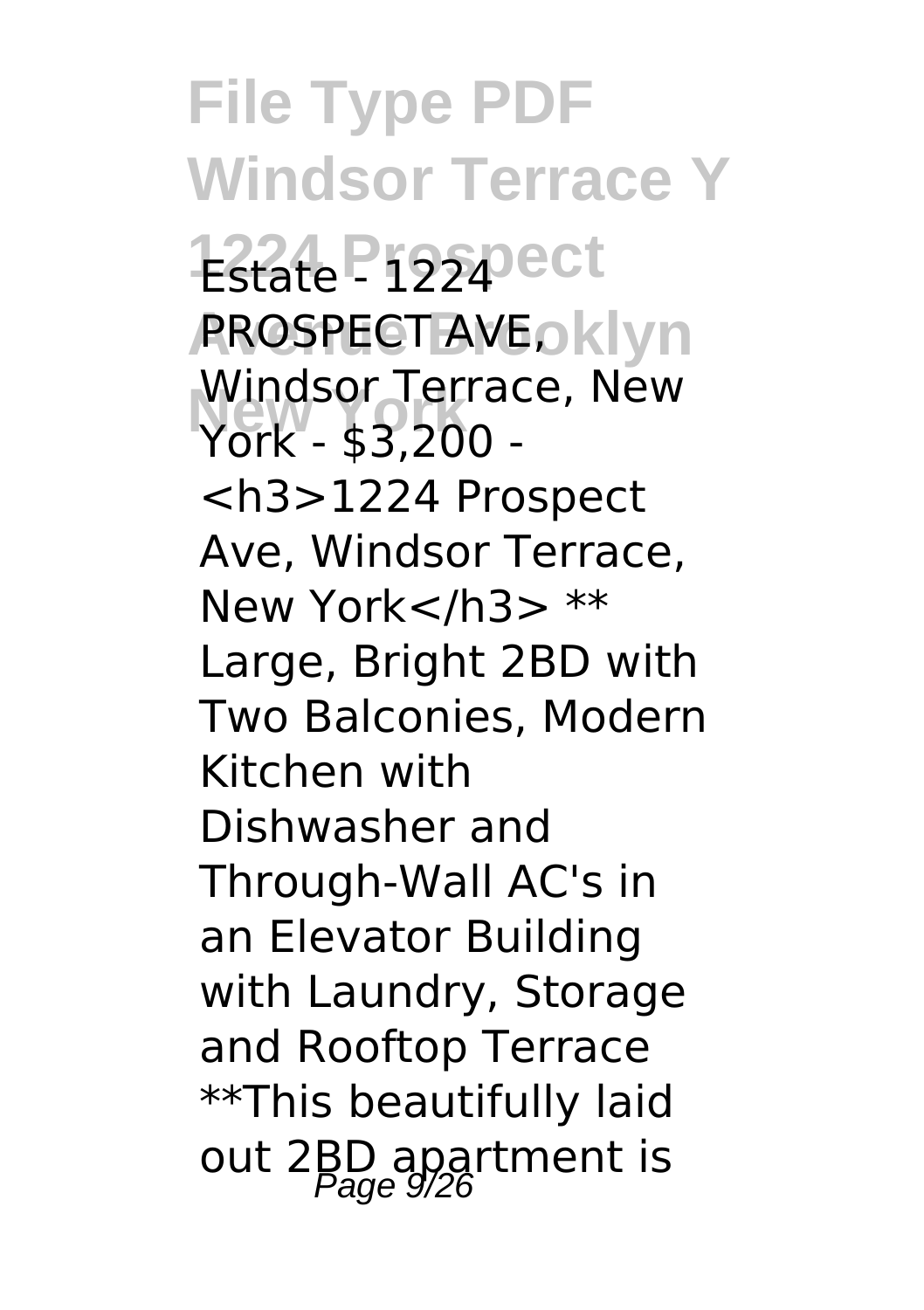Estate - 1224 PROSPECT AVE, Windsor Terrace, New York - $3,200 - <h3>1224 Prospect Ave, Windsor Terrace, New York</h3> ** Large, Bright 2BD with Two Balconies, Modern Kitchen with Dishwasher and Through-Wall AC's in an Elevator Building with Laundry, Storage and Rooftop Terrace **This beautifully laid out 2BD apartment is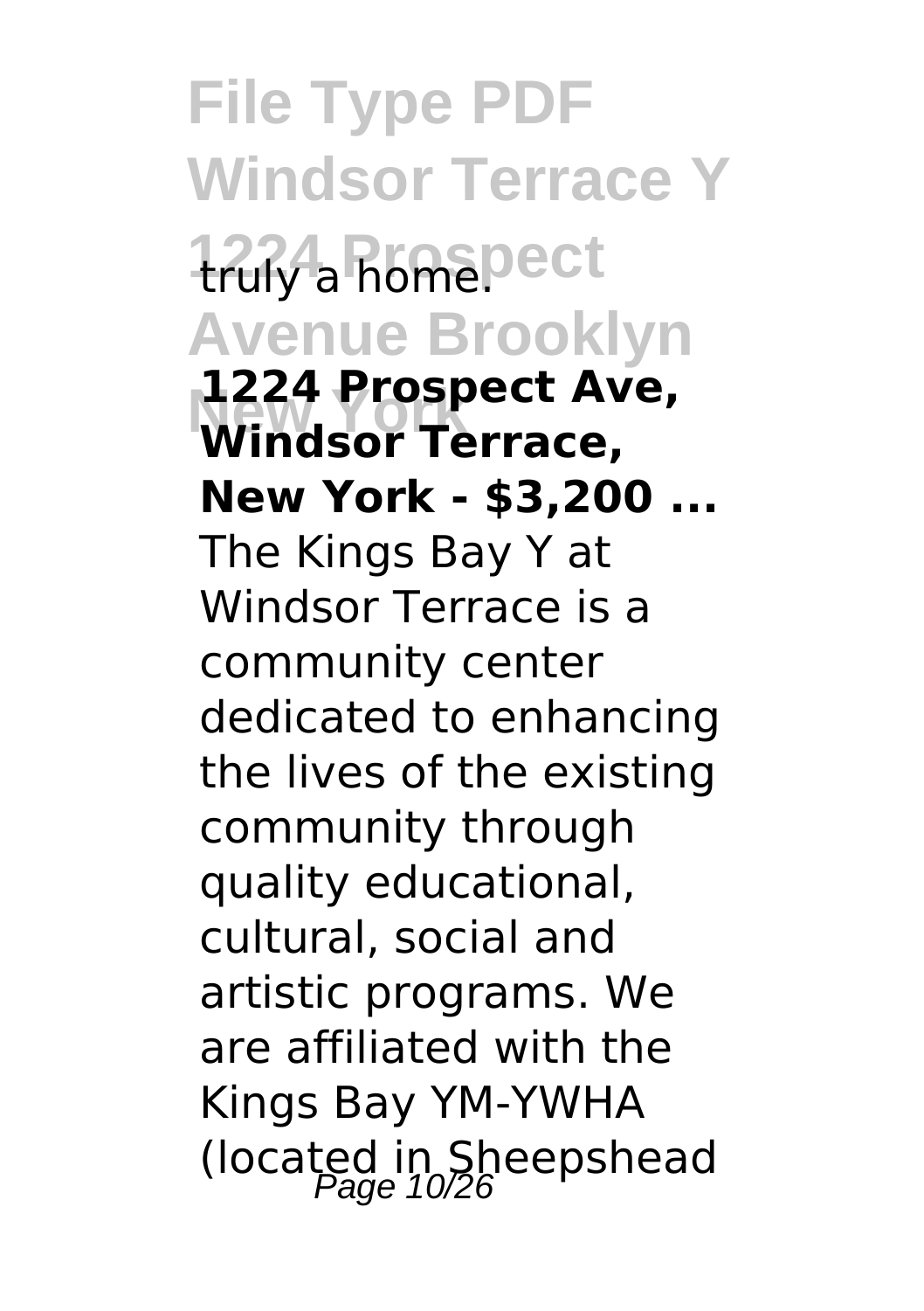truly a home.

**1224 Prospect Ave, Windsor Terrace, New York - $3,200 ...**

The Kings Bay Y at Windsor Terrace is a community center dedicated to enhancing the lives of the existing community through quality educational, cultural, social and artistic programs. We are affiliated with the Kings Bay YM-YWHA (located in Sheepshead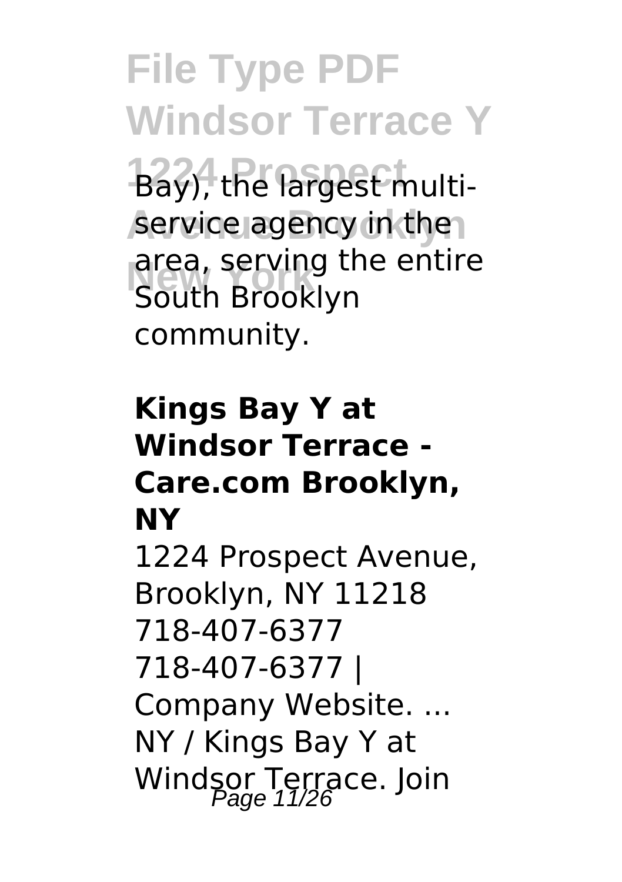Bay), the largest multi-service agency in the area, serving the entire South Brooklyn community.

### Kings Bay Y at Windsor Terrace - Care.com Brooklyn, NY

1224 Prospect Avenue, Brooklyn, NY 11218 718-407-6377 718-407-6377 | Company Website. ... NY / Kings Bay Y at Windsor Terrace. Join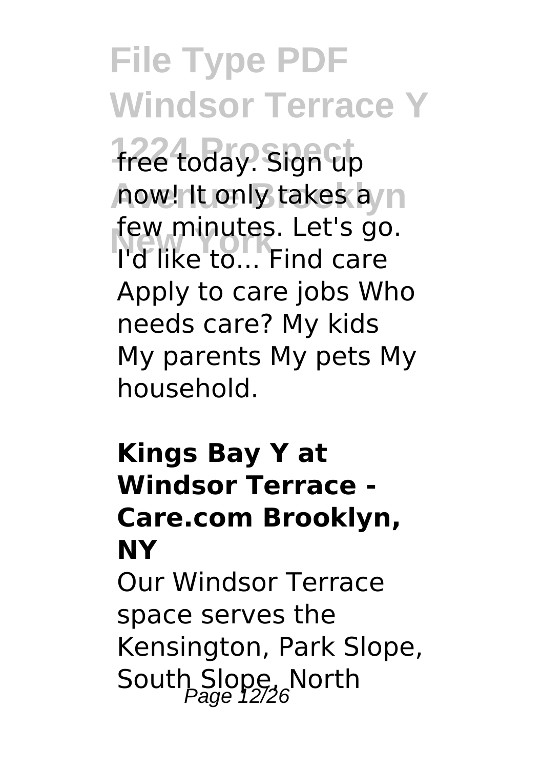free today. Sign up now! It only takes a few minutes. Let's go. I'd like to... Find care Apply to care jobs Who needs care? My kids My parents My pets My household.

**Kings Bay Y at Windsor Terrace - Care.com Brooklyn, NY**

Our Windsor Terrace space serves the Kensington, Park Slope, South Slope, North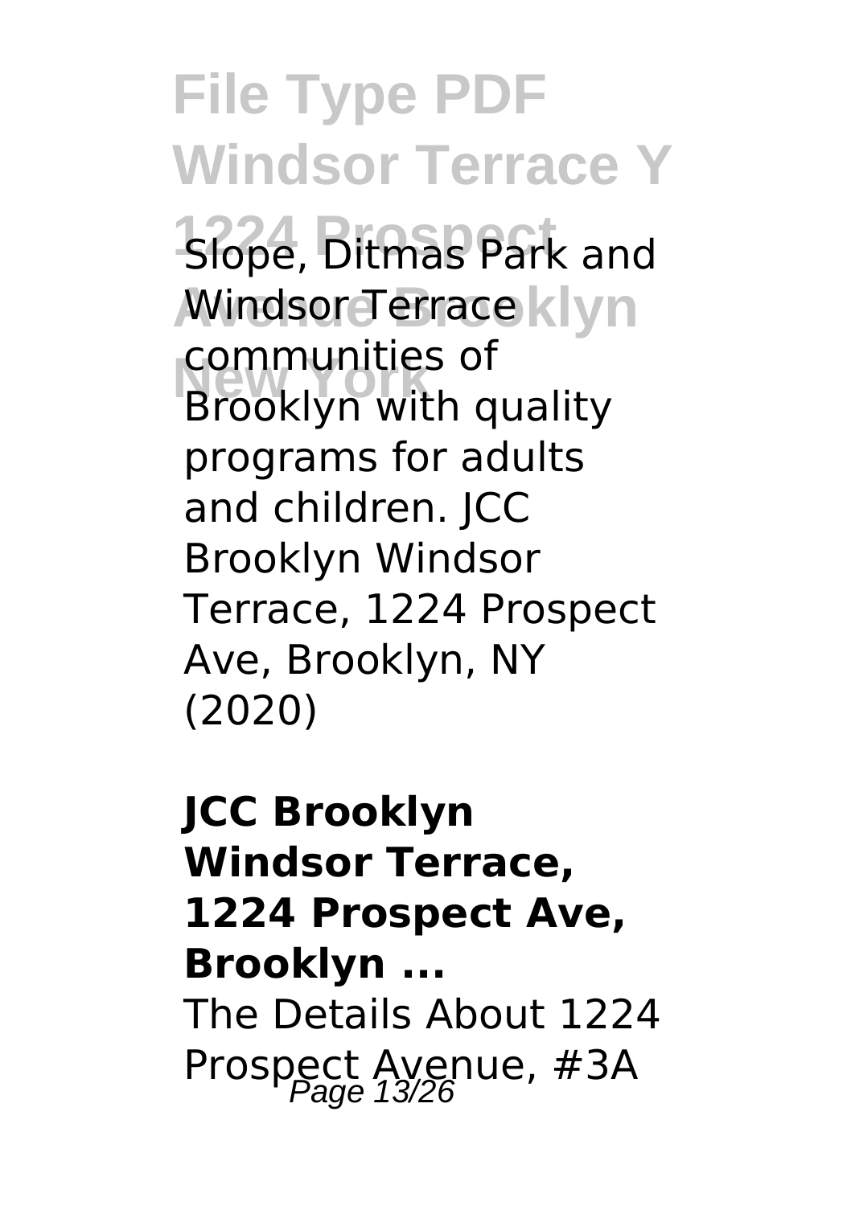Slope, Ditmas Park and Windsor Terrace communities of Brooklyn with quality programs for adults and children. JCC Brooklyn Windsor Terrace, 1224 Prospect Ave, Brooklyn, NY (2020)

**JCC Brooklyn Windsor Terrace, 1224 Prospect Ave, Brooklyn ...**

The Details About 1224 Prospect Avenue, #3A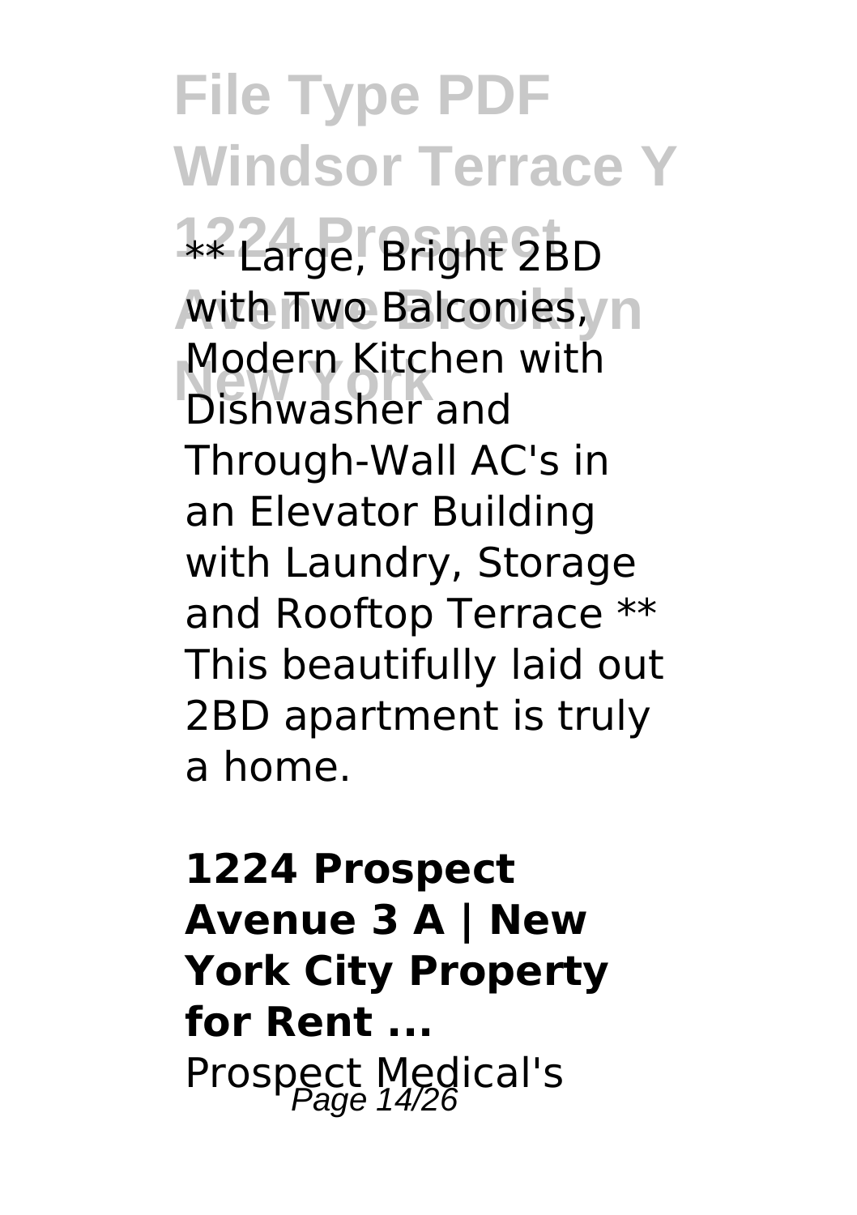** Large, Bright 2BD with Two Balconies, Modern Kitchen with Dishwasher and Through-Wall AC's in an Elevator Building with Laundry, Storage and Rooftop Terrace ** This beautifully laid out 2BD apartment is truly a home.

**1224 Prospect Avenue 3 A | New York City Property for Rent ...**

Prospect Medical's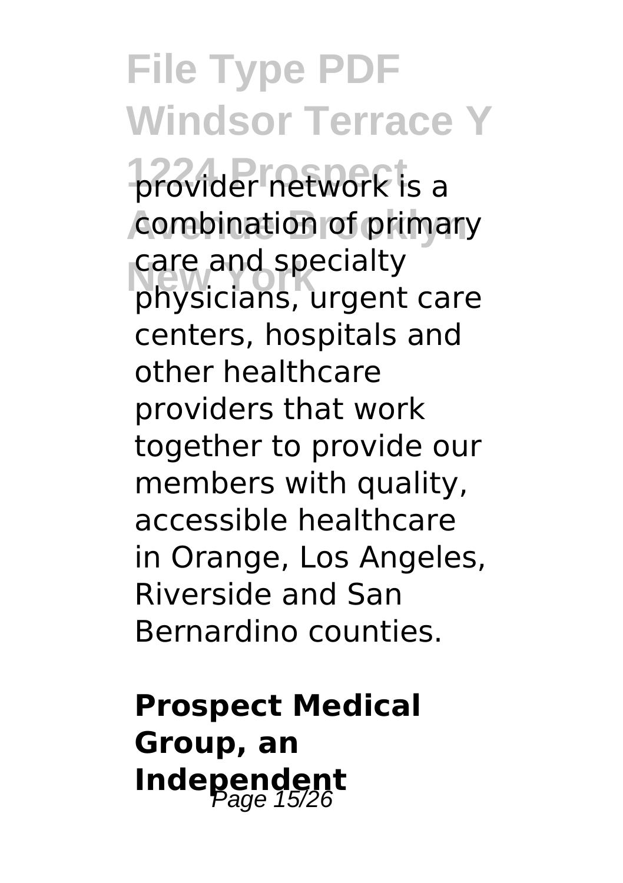provider network is a combination of primary care and specialty physicians, urgent care centers, hospitals and other healthcare providers that work together to provide our members with quality, accessible healthcare in Orange, Los Angeles, Riverside and San Bernardino counties.

**Prospect Medical Group, an Independent**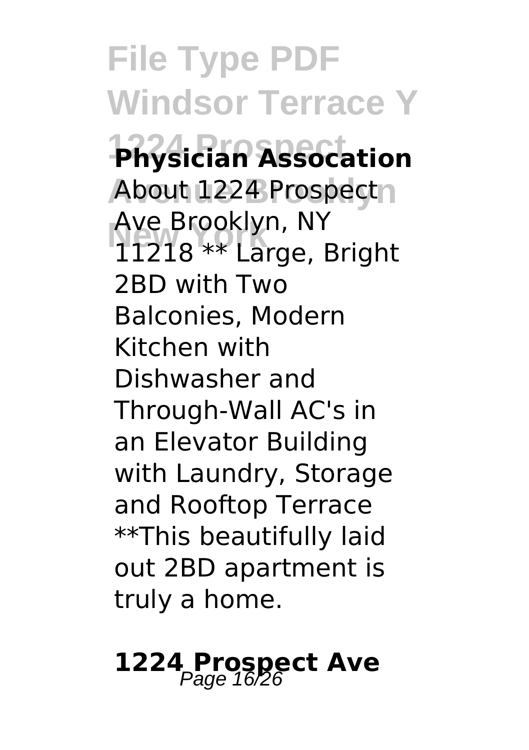**Physician Assocation**

About 1224 Prospect Ave Brooklyn, NY 11218 ** Large, Bright 2BD with Two Balconies, Modern Kitchen with Dishwasher and Through-Wall AC's in an Elevator Building with Laundry, Storage and Rooftop Terrace **This beautifully laid out 2BD apartment is truly a home.

## 1224 Prospect Ave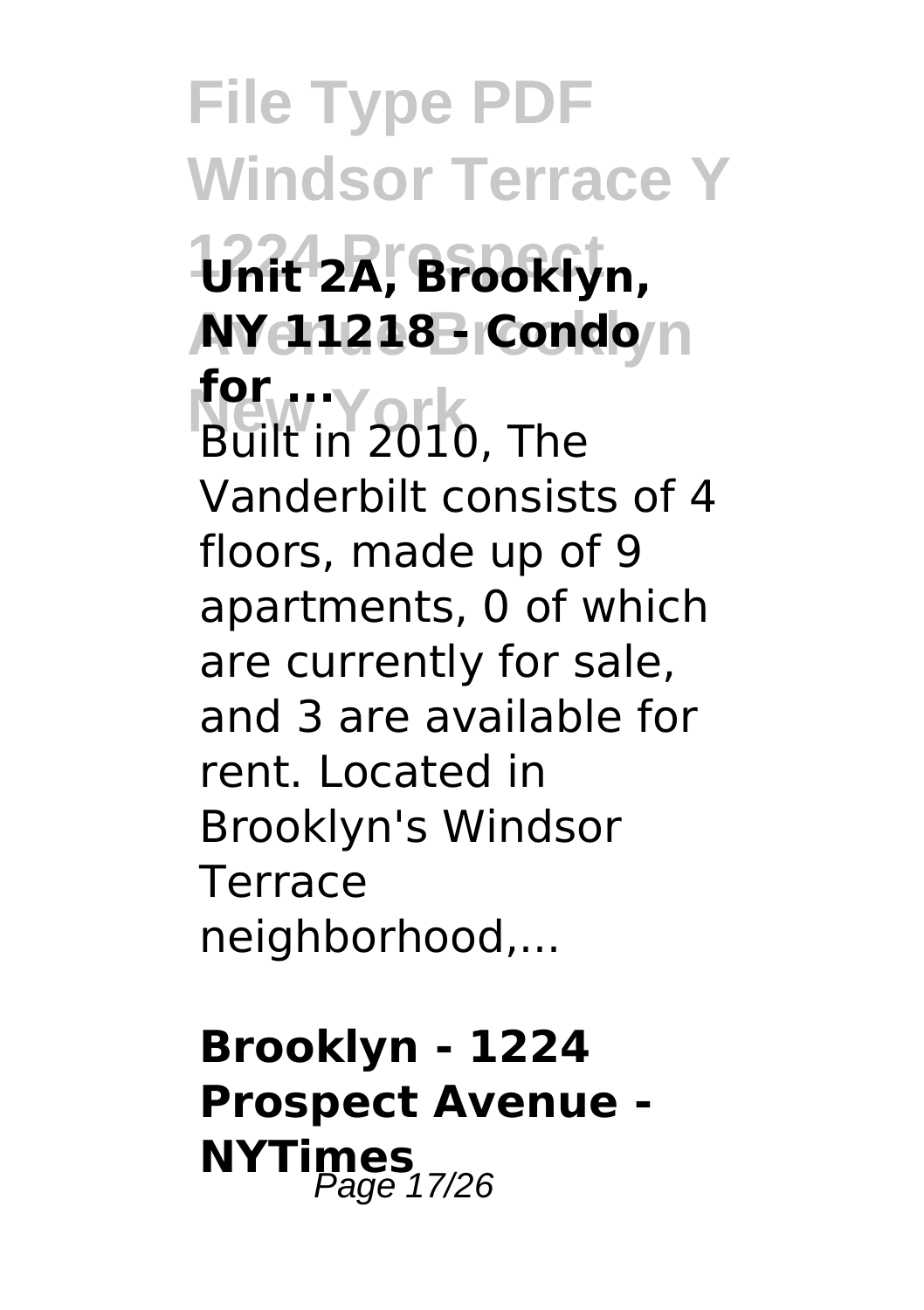**Unit 2A, Brooklyn, NY 11218 - Condo for ...**

Built in 2010, The Vanderbilt consists of 4 floors, made up of 9 apartments, 0 of which are currently for sale, and 3 are available for rent. Located in Brooklyn's Windsor Terrace neighborhood,...

**Brooklyn - 1224 Prospect Avenue - NYTimes**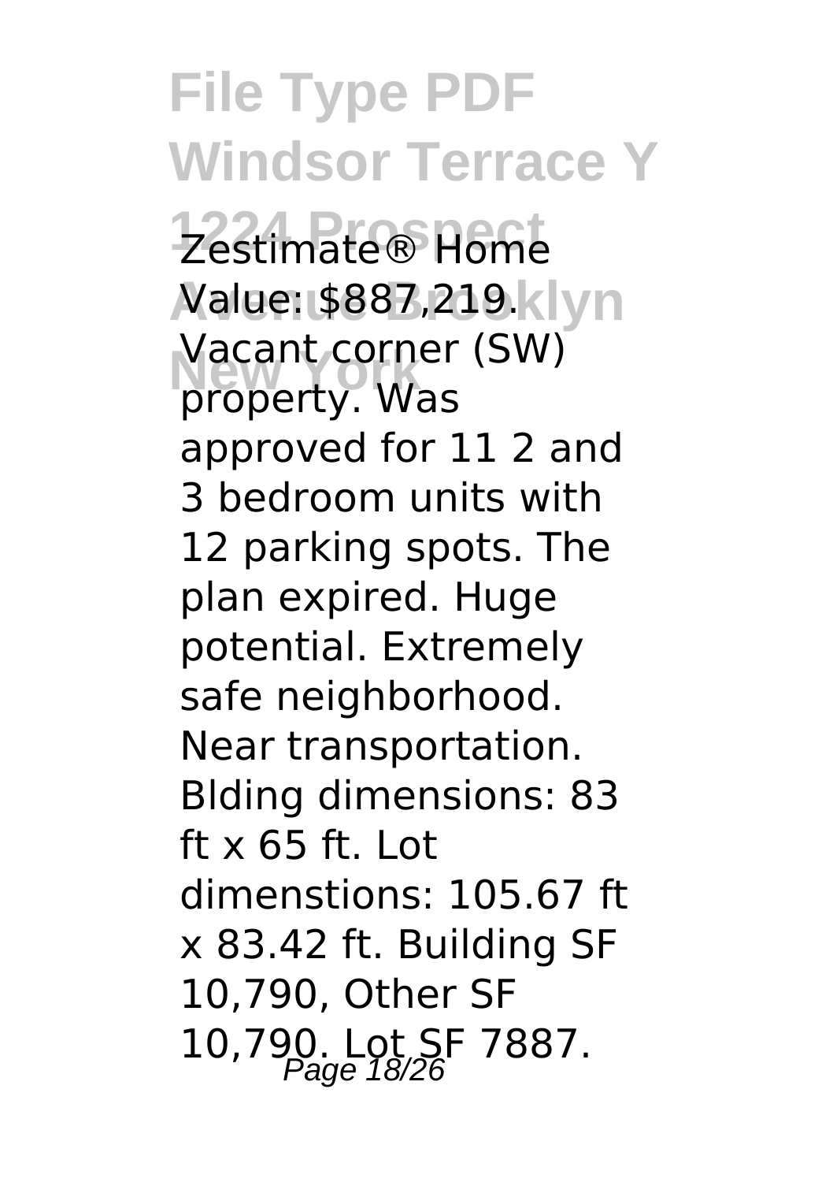Zestimate® Home Value: $887,219. Vacant corner (SW) property. Was approved for 11 2 and 3 bedroom units with 12 parking spots. The plan expired. Huge potential. Extremely safe neighborhood. Near transportation. Blding dimensions: 83 ft x 65 ft. Lot dimenstions: 105.67 ft x 83.42 ft. Building SF 10,790, Other SF 10,790. Lot SF 7887.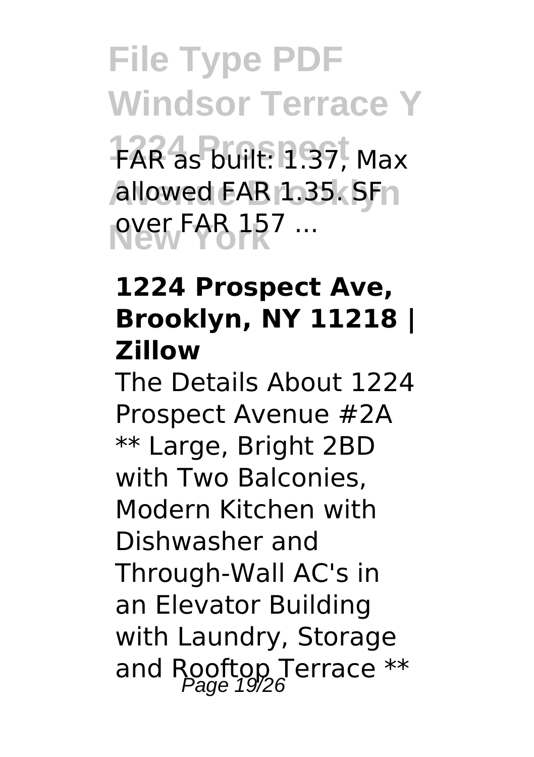FAR as built: 1.37, Max allowed FAR 1.35. SF over FAR 157 ...

### 1224 Prospect Ave, Brooklyn, NY 11218 | Zillow

The Details About 1224 Prospect Avenue #2A ** Large, Bright 2BD with Two Balconies, Modern Kitchen with Dishwasher and Through-Wall AC's in an Elevator Building with Laundry, Storage and Rooftop Terrace **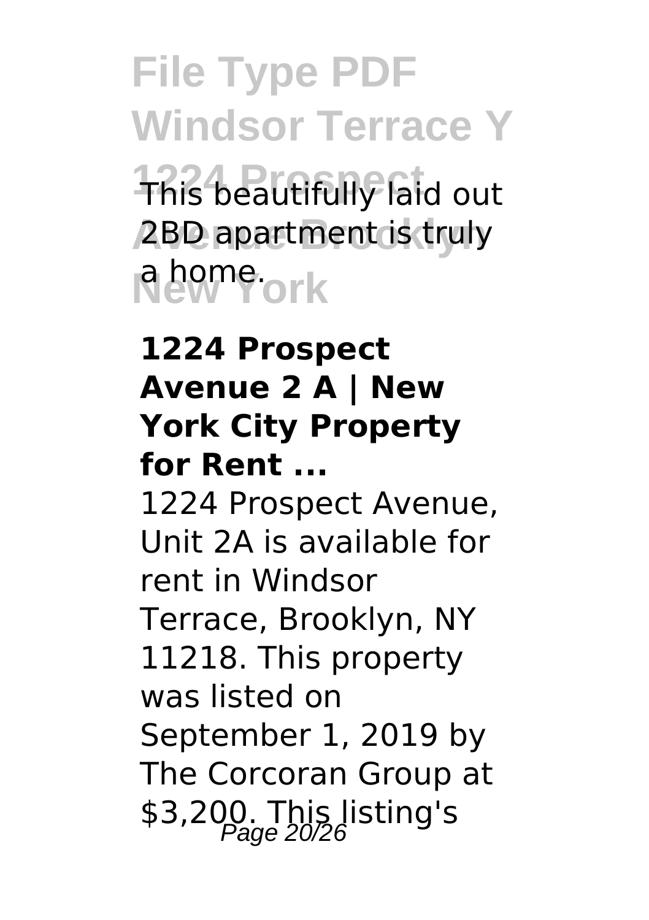This beautifully laid out 2BD apartment is truly a home.

**1224 Prospect Avenue 2 A | New York City Property for Rent ...**

1224 Prospect Avenue, Unit 2A is available for rent in Windsor Terrace, Brooklyn, NY 11218. This property was listed on September 1, 2019 by The Corcoran Group at $3,200. This listing's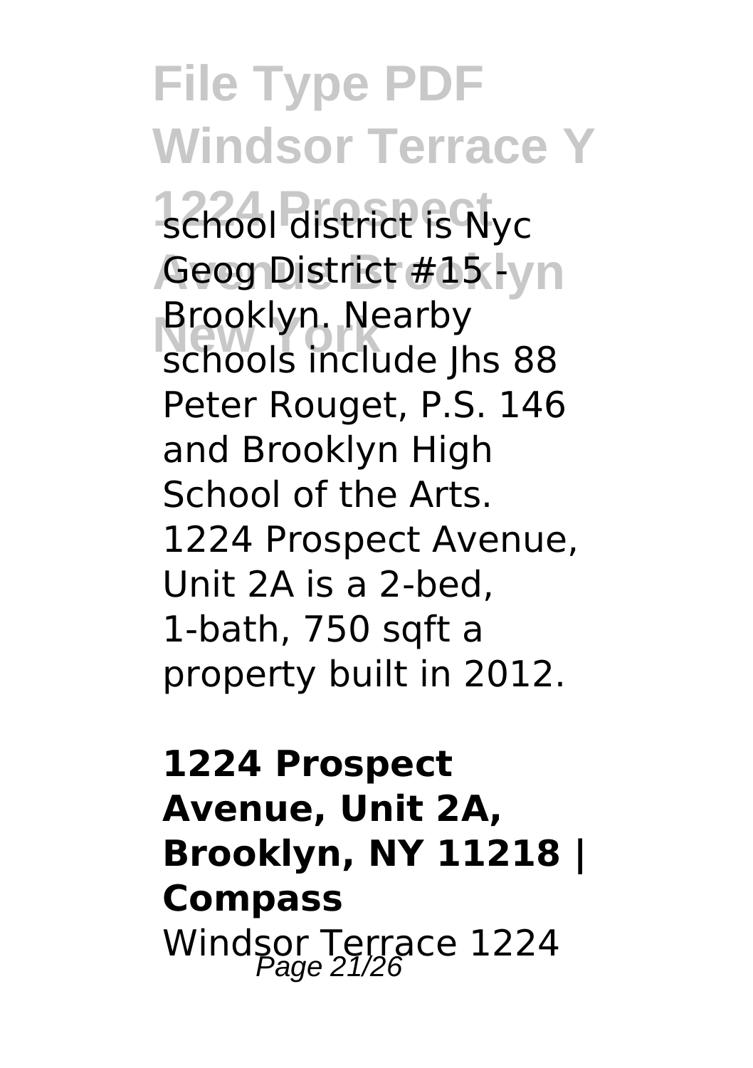school district is Nyc Geog District #15 - Brooklyn. Nearby schools include Jhs 88 Peter Rouget, P.S. 146 and Brooklyn High School of the Arts. 1224 Prospect Avenue, Unit 2A is a 2-bed, 1-bath, 750 sqft a property built in 2012.

**1224 Prospect Avenue, Unit 2A, Brooklyn, NY 11218 | Compass**

Windsor Terrace 1224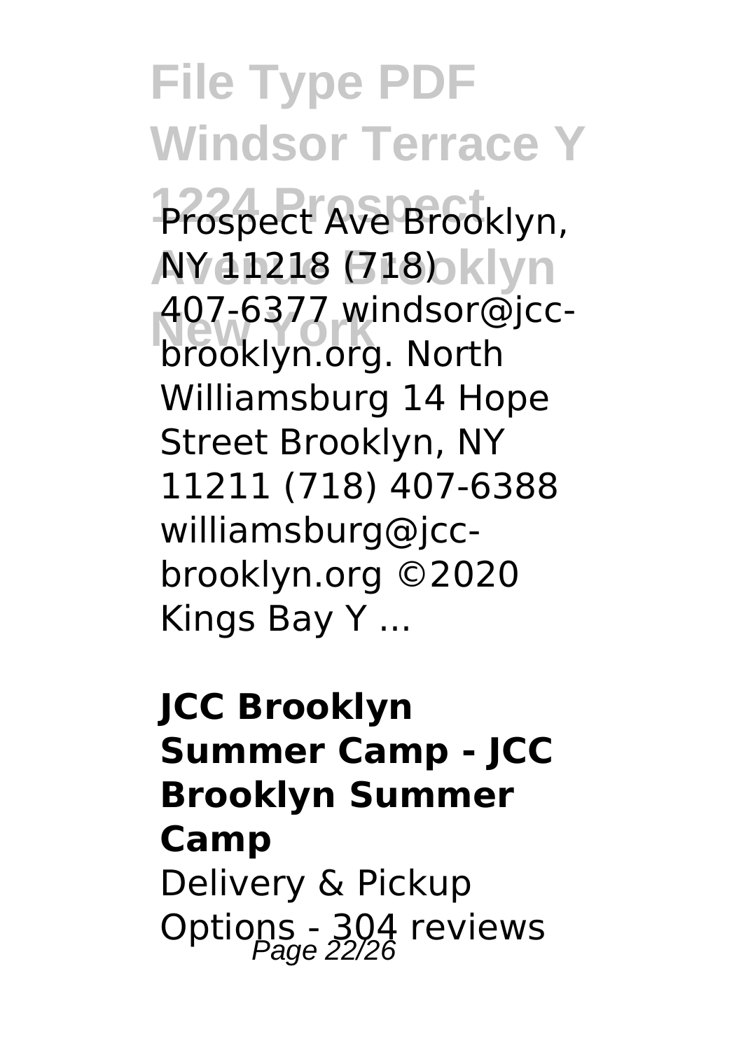Prospect Ave Brooklyn, NY 11218 (718) 407-6377 windsor@jcc-brooklyn.org. North Williamsburg 14 Hope Street Brooklyn, NY 11211 (718) 407-6388 williamsburg@jcc-brooklyn.org ©2020 Kings Bay Y ...

**JCC Brooklyn Summer Camp - JCC Brooklyn Summer Camp**

Delivery & Pickup Options - 304 reviews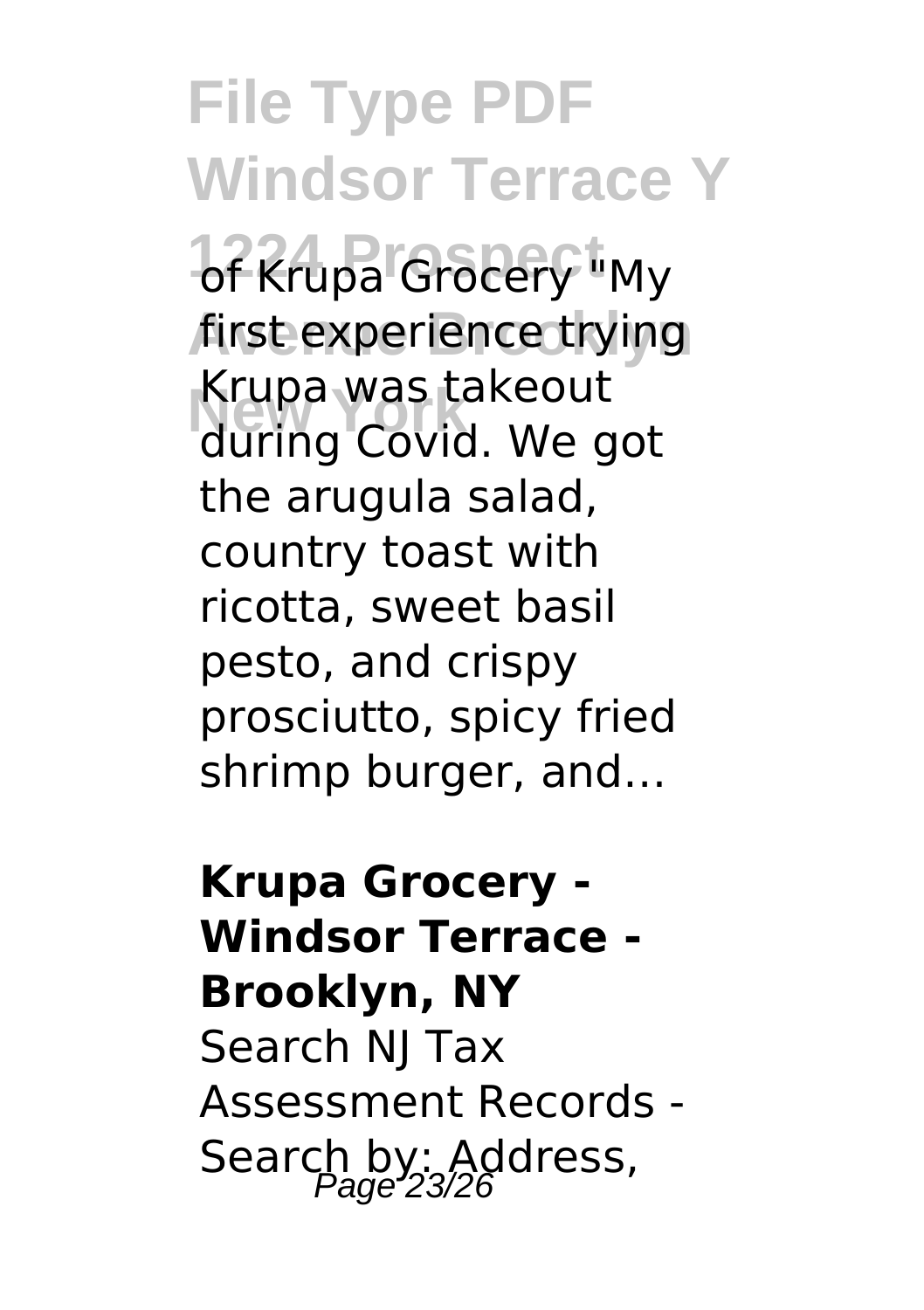of Krupa Grocery "My first experience trying Krupa was takeout during Covid. We got the arugula salad, country toast with ricotta, sweet basil pesto, and crispy prosciutto, spicy fried shrimp burger, and…

**Krupa Grocery - Windsor Terrace - Brooklyn, NY**

Search NJ Tax Assessment Records - Search by: Address,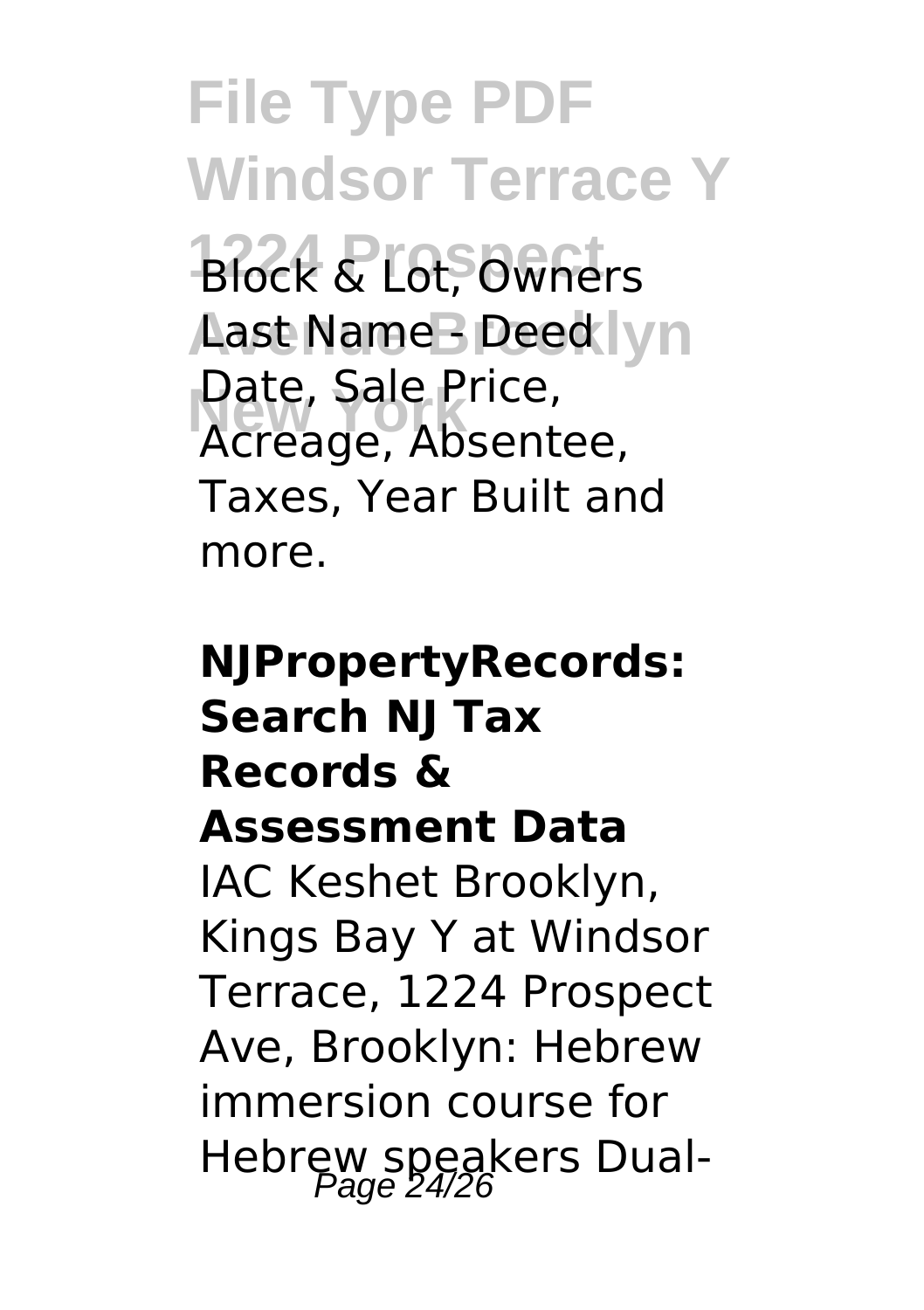Block & Lot, Owners Last Name - Deed Date, Sale Price, Acreage, Absentee, Taxes, Year Built and more.

**NJPropertyRecords: Search NJ Tax Records & Assessment Data**

IAC Keshet Brooklyn, Kings Bay Y at Windsor Terrace, 1224 Prospect Ave, Brooklyn: Hebrew immersion course for Hebrew speakers Dual-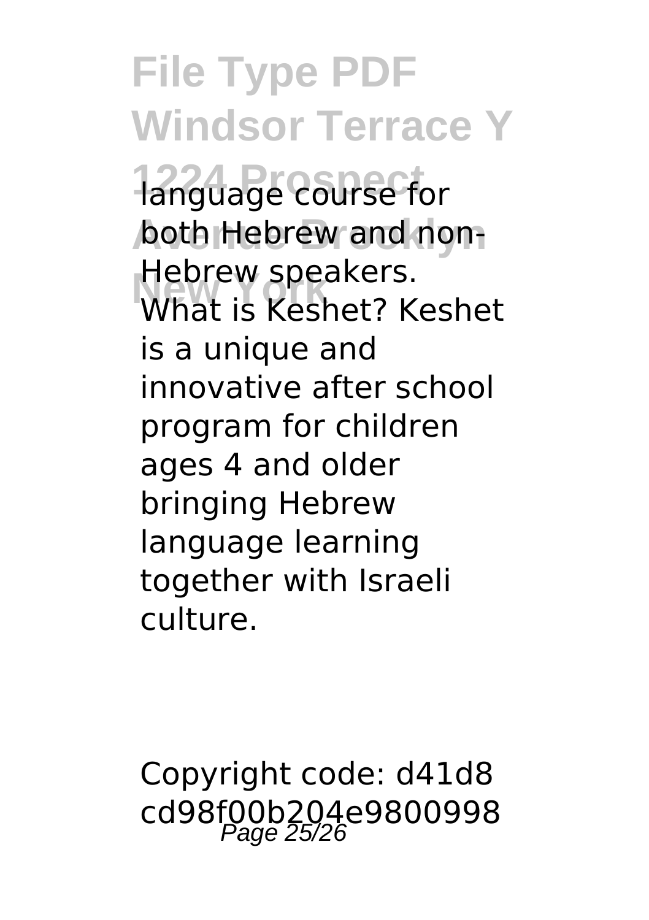language course for both Hebrew and non-Hebrew speakers. What is Keshet? Keshet is a unique and innovative after school program for children ages 4 and older bringing Hebrew language learning together with Israeli culture.

Copyright code: d41d8cd98f00b204e9800998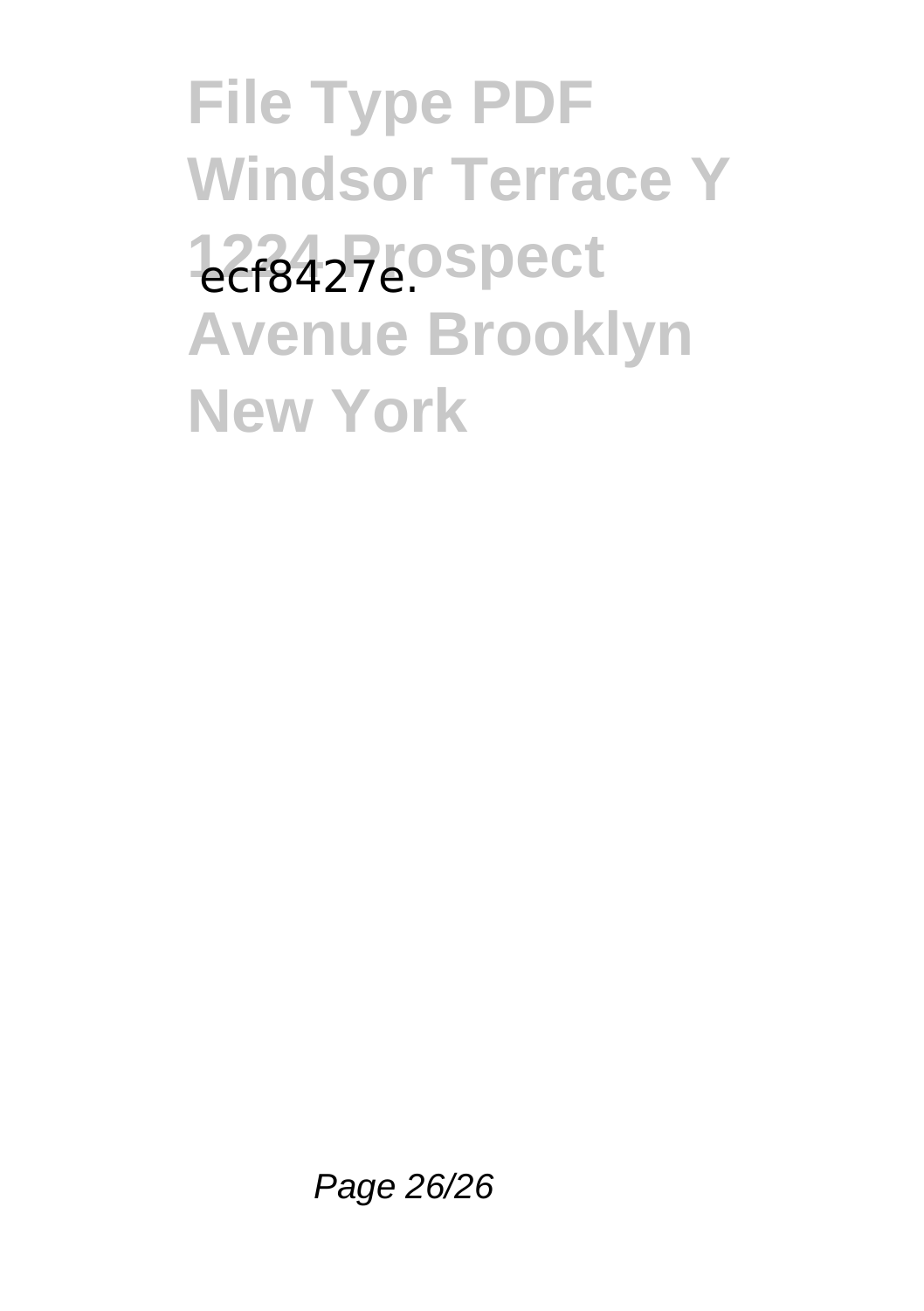ecf8427e.